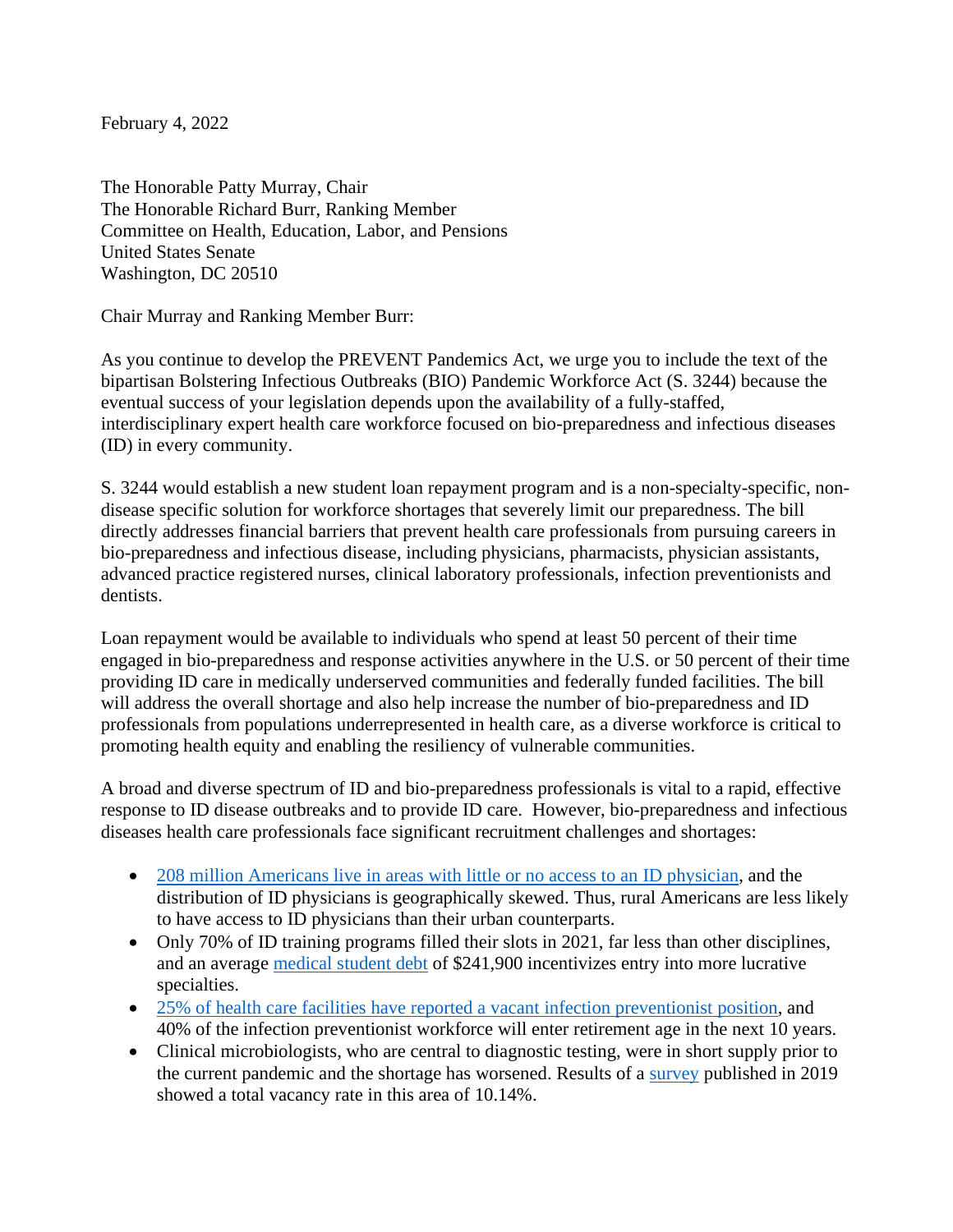February 4, 2022

The Honorable Patty Murray, Chair
The Honorable Richard Burr, Ranking Member
Committee on Health, Education, Labor, and Pensions
United States Senate
Washington, DC 20510

Chair Murray and Ranking Member Burr:

As you continue to develop the PREVENT Pandemics Act, we urge you to include the text of the bipartisan Bolstering Infectious Outbreaks (BIO) Pandemic Workforce Act (S. 3244) because the eventual success of your legislation depends upon the availability of a fully-staffed, interdisciplinary expert health care workforce focused on bio-preparedness and infectious diseases (ID) in every community.

S. 3244 would establish a new student loan repayment program and is a non-specialty-specific, non-disease specific solution for workforce shortages that severely limit our preparedness. The bill directly addresses financial barriers that prevent health care professionals from pursuing careers in bio-preparedness and infectious disease, including physicians, pharmacists, physician assistants, advanced practice registered nurses, clinical laboratory professionals, infection preventionists and dentists.

Loan repayment would be available to individuals who spend at least 50 percent of their time engaged in bio-preparedness and response activities anywhere in the U.S. or 50 percent of their time providing ID care in medically underserved communities and federally funded facilities. The bill will address the overall shortage and also help increase the number of bio-preparedness and ID professionals from populations underrepresented in health care, as a diverse workforce is critical to promoting health equity and enabling the resiliency of vulnerable communities.

A broad and diverse spectrum of ID and bio-preparedness professionals is vital to a rapid, effective response to ID disease outbreaks and to provide ID care. However, bio-preparedness and infectious diseases health care professionals face significant recruitment challenges and shortages:

- 208 million Americans live in areas with little or no access to an ID physician, and the distribution of ID physicians is geographically skewed. Thus, rural Americans are less likely to have access to ID physicians than their urban counterparts.
- Only 70% of ID training programs filled their slots in 2021, far less than other disciplines, and an average medical student debt of $241,900 incentivizes entry into more lucrative specialties.
- 25% of health care facilities have reported a vacant infection preventionist position, and 40% of the infection preventionist workforce will enter retirement age in the next 10 years.
- Clinical microbiologists, who are central to diagnostic testing, were in short supply prior to the current pandemic and the shortage has worsened. Results of a survey published in 2019 showed a total vacancy rate in this area of 10.14%.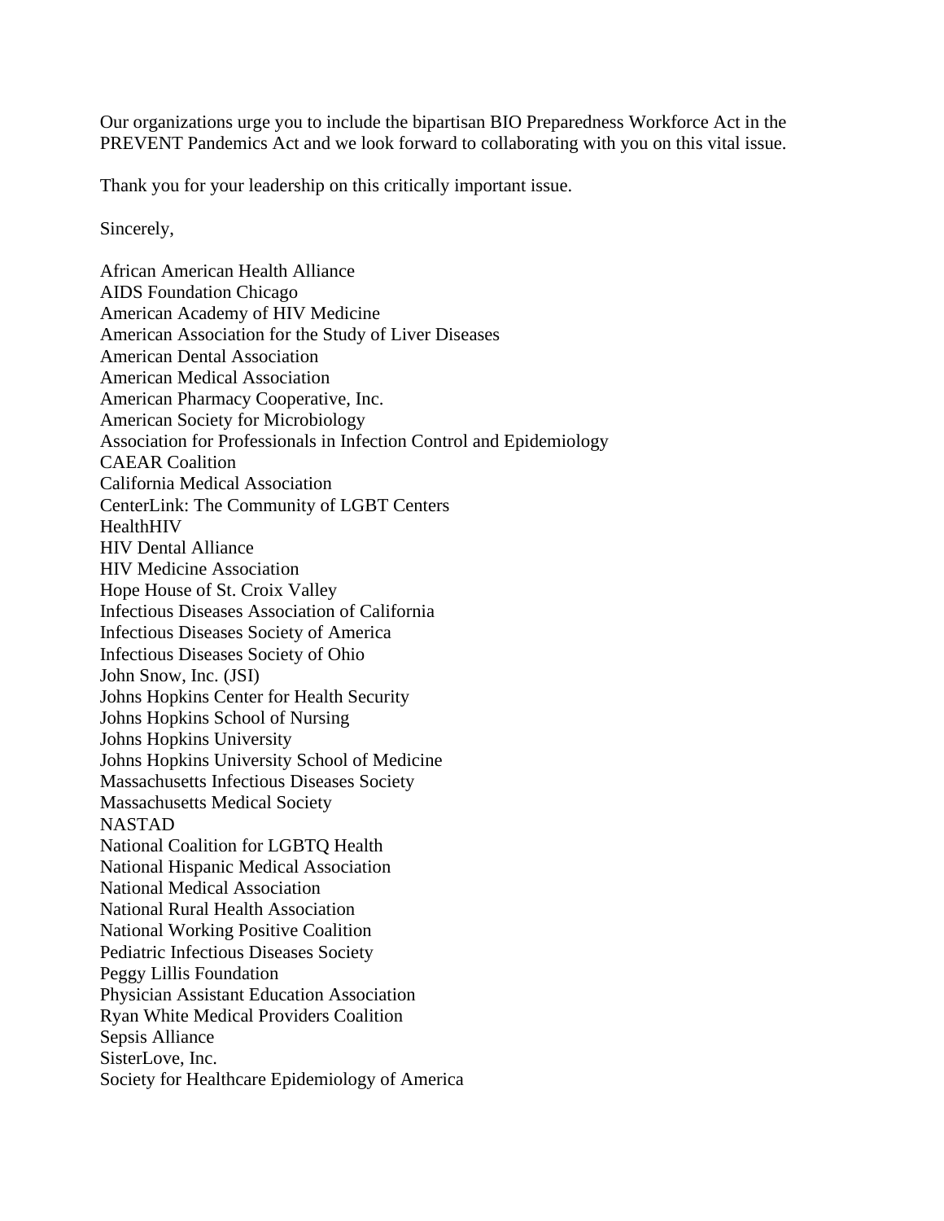Our organizations urge you to include the bipartisan BIO Preparedness Workforce Act in the PREVENT Pandemics Act and we look forward to collaborating with you on this vital issue.

Thank you for your leadership on this critically important issue.

Sincerely,

African American Health Alliance
AIDS Foundation Chicago
American Academy of HIV Medicine
American Association for the Study of Liver Diseases
American Dental Association
American Medical Association
American Pharmacy Cooperative, Inc.
American Society for Microbiology
Association for Professionals in Infection Control and Epidemiology
CAEAR Coalition
California Medical Association
CenterLink: The Community of LGBT Centers
HealthHIV
HIV Dental Alliance
HIV Medicine Association
Hope House of St. Croix Valley
Infectious Diseases Association of California
Infectious Diseases Society of America
Infectious Diseases Society of Ohio
John Snow, Inc. (JSI)
Johns Hopkins Center for Health Security
Johns Hopkins School of Nursing
Johns Hopkins University
Johns Hopkins University School of Medicine
Massachusetts Infectious Diseases Society
Massachusetts Medical Society
NASTAD
National Coalition for LGBTQ Health
National Hispanic Medical Association
National Medical Association
National Rural Health Association
National Working Positive Coalition
Pediatric Infectious Diseases Society
Peggy Lillis Foundation
Physician Assistant Education Association
Ryan White Medical Providers Coalition
Sepsis Alliance
SisterLove, Inc.
Society for Healthcare Epidemiology of America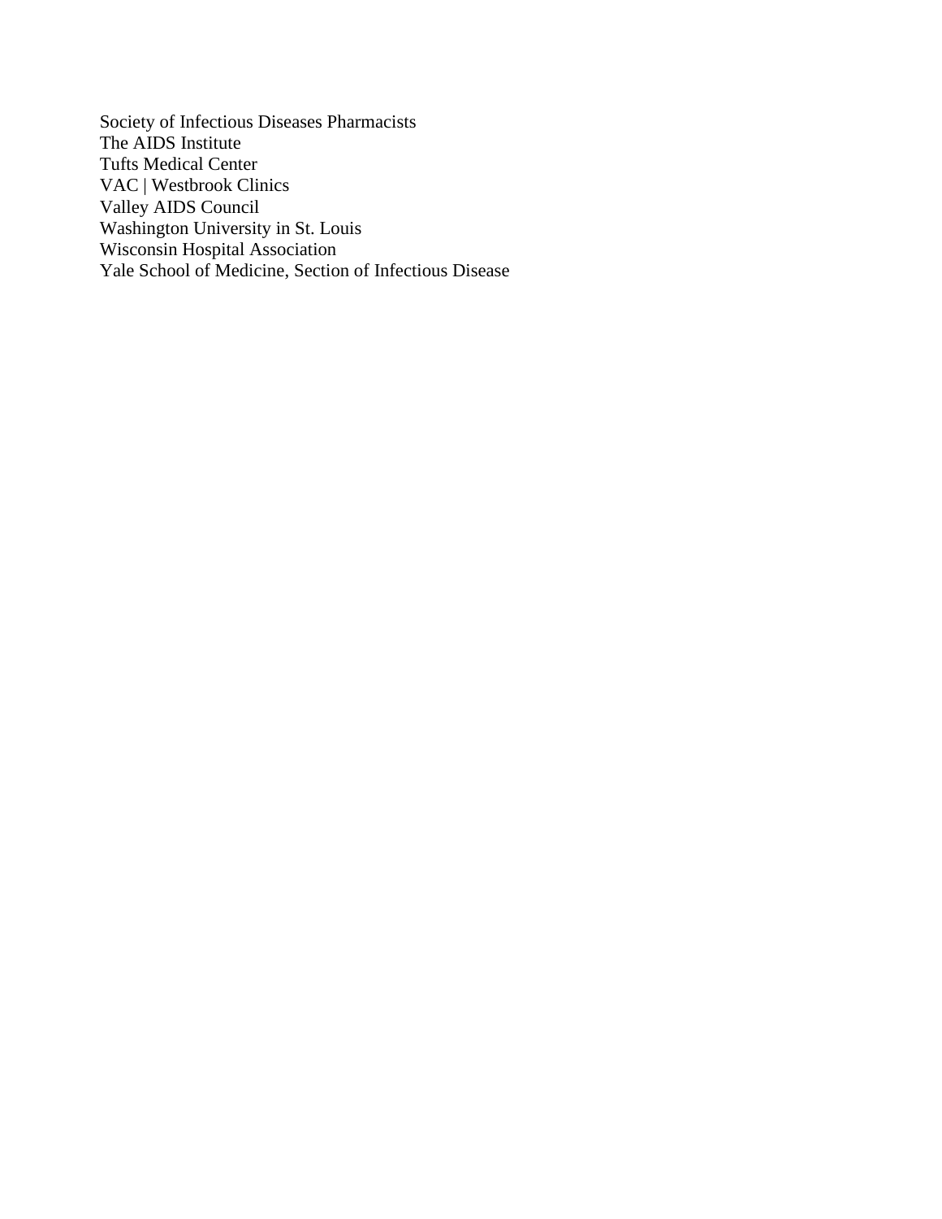Society of Infectious Diseases Pharmacists
The AIDS Institute
Tufts Medical Center
VAC | Westbrook Clinics
Valley AIDS Council
Washington University in St. Louis
Wisconsin Hospital Association
Yale School of Medicine, Section of Infectious Disease